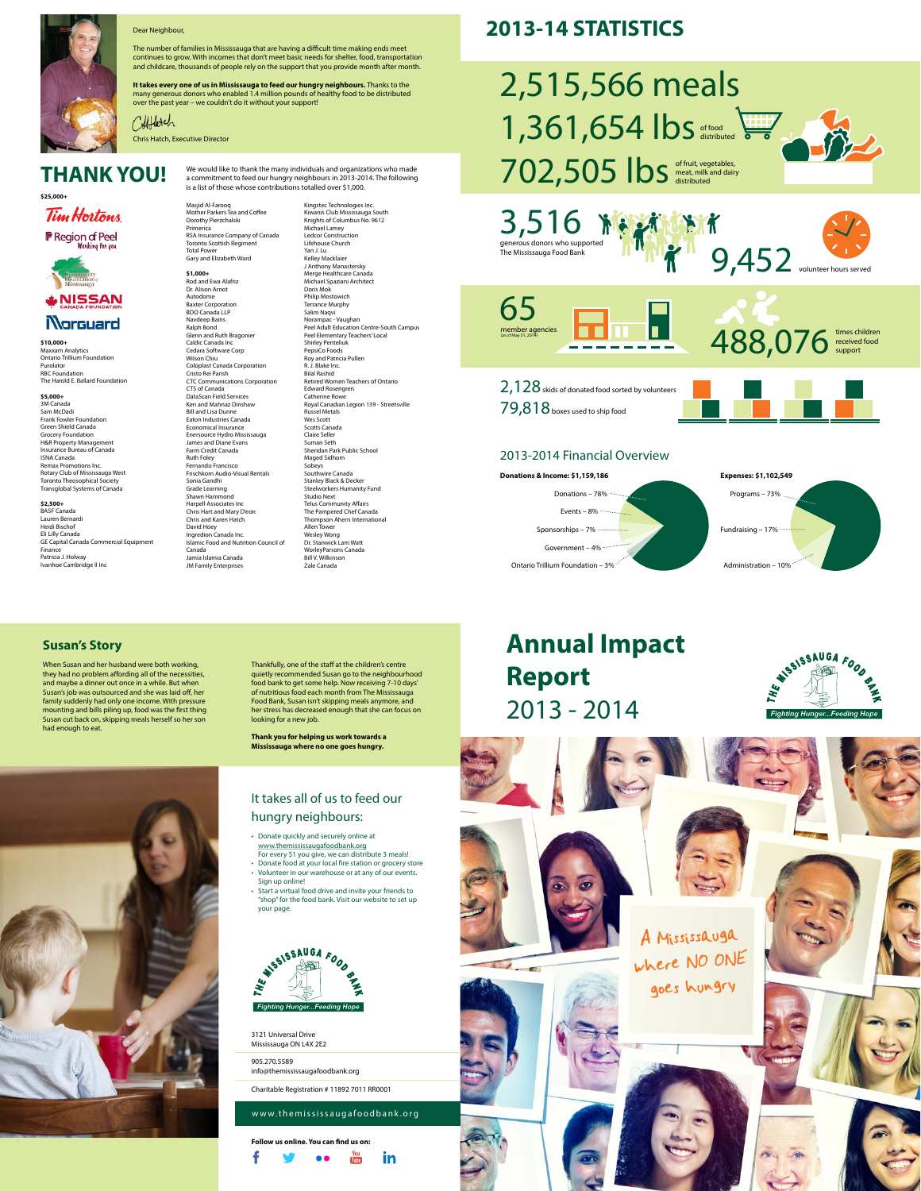Dear Neighbour,

The number of families in Mississauga that are having a difficult time making ends meet continues to grow. With incomes that don't meet basic needs for shelter, food, transportation and childcare, thousands of people rely on the support that you provide month after month.

**It takes every one of us in Mississauga to feed our hungry neighbours.** Thanks to the many generous donors who enabled 1.4 million pounds of healthy food to be distributed over the past year – we couldn't do it without your support!

Chris Hatch, Executive Director

# THANK YOU!

We would like to thank the many individuals and organizations who made a commitment to feed our hungry neighbours in 2013-2014. The following is a list of those whose contributions totalled over $1,000.

**$25,000+**

Tim Hortons
Region of Peel – Working for you
Community Foundation of Mississauga
Nissan Canada Foundation
Norguard

**$10,000+**

Maxxam Analytics
Ontario Trillium Foundation
Purolator
RBC Foundation
The Harold E. Ballard Foundation

**$5,000+**

3M Canada
Sam McDadi
Frank Fowler Foundation
Green Shield Canada
Grocery Foundation
H&R Property Management
Insurance Bureau of Canada
ISNA Canada
Remax Promotions Inc.
Rotary Club of Mississauga West
Toronto Theosophical Society
Transglobal Systems of Canada

**$2,500+**

BASF Canada
Lauren Bernardi
Heidi Bischof
Eli Lilly Canada
GE Capital Canada Commercial Equipment Finance
Patricia J. Holway
Ivanhoe Cambridge II Inc

Masjid Al-Farooq
Mother Parkers Tea and Coffee
Dorothy Pierzchalski
Primerica
RSA Insurance Company of Canada
Toronto Scottish Regiment
Total Power
Gary and Elizabeth Ward

**$1,000+**

Rod and Ewa Alafriz
Dr. Alison Arnot
Autodome
Baxter Corporation
BDO Canada LLP
Navdeep Bains
Ralph Bond
Glenn and Ruth Bragonier
Caldic Canada Inc
Cedara Software Corp
Wilson Chiu
Coloplast Canada Corporation
Cristo Rei Parish
CTC Communications Corporation
CTS of Canada
DataScan Field Services
Ken and Mahnaz Dinshaw
Bill and Lisa Dunne
Eaton Industries Canada
Economical Insurance
Enersource Hydro Mississauga
James and Diane Evans
Farm Credit Canada
Ruth Foley
Fernando Francisco
Frischkorn Audio-Visual Rentals
Sonia Gandhi
Grade Learning
Shawn Hammond
Harpell Associates Inc
Chris Hart and Mary Dreon
Chris and Karen Hatch
David Hoey
Ingredion Canada Inc.
Islamic Food and Nutrition Council of Canada
Jamia Islamia Canada
JM Family Enterprises
Kingstec Technologies Inc.
Kiwanis Club Mississauga South
Knights of Columbus No. 9612
Michael Lamey
Ledcor Construction
Lifehouse Church
Yan J. Lu
Kelley Macklaier
J Anthony Manastersky
Merge Healthcare Canada
Michael Spaziani Architect
Doris Mok
Philip Mostowich
Terrance Murphy
Salim Naqvi
Norampac - Vaughan
Peel Adult Education Centre-South Campus
Peel Elementary Teachers' Local
Shirley Penteliuk
PepsiCo Foods
Roy and Patricia Pullen
R. J. Blake Inc.
Bilal Rashid
Retired Women Teachers of Ontario
Edward Rosengren
Catherine Rowe
Royal Canadian Legion 139 - Streetsville
Russel Metals
Wes Scott
Scotts Canada
Claire Seller
Suman Seth
Sheridan Park Public School
Maged Sidhom
Sobeys
Southwire Canada
Stanley Black & Decker
Steelworkers Humanity Fund
Studio Next
Telus Community Affairs
The Pampered Chef Canada
Thompson Ahern International
Allen Tower
Wesley Wong
Dr. Stanwick Lam Watt
WorleyParsons Canada
Bill V. Wilkinson
Zale Canada

# 2013-14 STATISTICS

**2,515,566 meals**

**1,361,654 lbs** of food distributed

**702,505 lbs** of fruit, vegetables, meat, milk and dairy distributed

**3,516** generous donors who supported The Mississauga Food Bank

**9,452** volunteer hours served

**65** member agencies (as of May 31, 2014)

**488,076** times children received food support

**2,128** skids of donated food sorted by volunteers

**79,818** boxes used to ship food

## 2013-2014 Financial Overview

**Donations & Income: $1,159,186**

- Donations – 78%
- Events – 8%
- Sponsorships – 7%
- Government – 4%
- Ontario Trillium Foundation – 3%

**Expenses: $1,102,549**

- Programs – 73%
- Fundraising – 17%
- Administration – 10%

## Susan's Story

When Susan and her husband were both working, they had no problem affording all of the necessities, and maybe a dinner out once in a while. But when Susan's job was outsourced and she was laid off, her family suddenly had only one income. With pressure mounting and bills piling up, food was the first thing Susan cut back on, skipping meals herself so her son had enough to eat.

Thankfully, one of the staff at the children's centre quietly recommended Susan go to the neighbourhood food bank to get some help. Now receiving 7-10 days' of nutritious food each month from The Mississauga Food Bank, Susan isn't skipping meals anymore, and her stress has decreased enough that she can focus on looking for a new job.

**Thank you for helping us work towards a Mississauga where no one goes hungry.**

## It takes all of us to feed our hungry neighbours:

- Donate quickly and securely online at www.themississaugafoodbank.org For every $1 you give, we can distribute 3 meals!
- Donate food at your local fire station or grocery store
- Volunteer in our warehouse or at any of our events. Sign up online!
- Start a virtual food drive and invite your friends to "shop" for the food bank. Visit our website to set up your page.

The Mississauga Food Bank – Fighting Hunger...Feeding Hope

3121 Universal Drive
Mississauga ON L4X 2E2

905.270.5589
info@themississaugafoodbank.org

Charitable Registration # 11892 7011 RR0001

www.themississaugafoodbank.org

**Follow us online. You can find us on:**

# Annual Impact Report 2013 - 2014

The Mississauga Food Bank – Fighting Hunger...Feeding Hope

A Mississauga where NO ONE goes hungry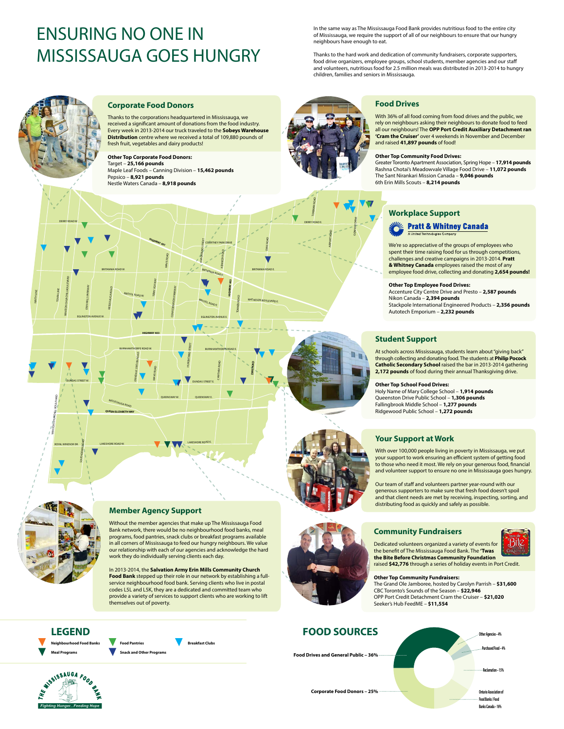# ENSURING NO ONE IN MISSISSAUGA GOES HUNGRY

In the same way as The Mississauga Food Bank provides nutritious food to the entire city of Mississauga, we require the support of all of our neighbours to ensure that our hungry neighbours have enough to eat.

Thanks to the hard work and dedication of community fundraisers, corporate supporters, food drive organizers, employee groups, school students, member agencies and our staff and volunteers, nutritious food for 2.5 million meals was distributed in 2013-2014 to hungry children, families and seniors in Mississauga.

## Corporate Food Donors

Thanks to the corporations headquartered in Mississauga, we received a significant amount of donations from the food industry. Every week in 2013-2014 our truck traveled to the **Sobeys Warehouse Distribution** centre where we received a total of 109,880 pounds of fresh fruit, vegetables and dairy products!

**Other Top Corporate Food Donors:**
Target – **25,166 pounds**
Maple Leaf Foods – Canning Division – **15,462 pounds**
Pepsico – **8,921 pounds**
Nestle Waters Canada – **8,918 pounds**

## Food Drives

With 36% of all food coming from food drives and the public, we rely on neighbours asking their neighbours to donate food to feed all our neighbours! The **OPP Port Credit Auxiliary Detachment ran 'Cram the Cruiser'** over 4 weekends in November and December and raised **41,897 pounds** of food!

**Other Top Community Food Drives:**
Greater Toronto Apartment Association, Spring Hope – **17,914 pounds**
Rashna Chotai's Meadowvale Village Food Drive – **11,072 pounds**
The Sant Nirankari Mission Canada – **9,046 pounds**
6th Erin Mills Scouts – **8,214 pounds**

## Workplace Support

**Pratt & Whitney Canada**
A United Technologies Company

We're so appreciative of the groups of employees who spent their time raising food for us through competitions, challenges and creative campaigns in 2013-2014. **Pratt & Whitney Canada** employees raised the most of any employee food drive, collecting and donating **2,654 pounds!**

**Other Top Employee Food Drives:**
Accenture City Centre Drive and Presto – **2,587 pounds**
Nikon Canada – **2,394 pounds**
Stackpole International Engineered Products – **2,356 pounds**
Autotech Emporium – **2,232 pounds**

## Student Support

At schools across Mississauga, students learn about "giving back" through collecting and donating food. The students at **Philip Pocock Catholic Secondary School** raised the bar in 2013-2014 gathering **2,172 pounds** of food during their annual Thanksgiving drive.

**Other Top School Food Drives:**
Holy Name of Mary College School – **1,914 pounds**
Queenston Drive Public School – **1,306 pounds**
Fallingbrook Middle School – **1,277 pounds**
Ridgewood Public School – **1,272 pounds**

## Your Support at Work

With over 100,000 people living in poverty in Mississauga, we put your support to work ensuring an efficient system of getting food to those who need it most. We rely on your generous food, financial and volunteer support to ensure no one in Mississauga goes hungry.

Our team of staff and volunteers partner year-round with our generous supporters to make sure that fresh food doesn't spoil and that client needs are met by receiving, inspecting, sorting, and distributing food as quickly and safely as possible.

## Member Agency Support

Without the member agencies that make up The Mississauga Food Bank network, there would be no neighbourhood food banks, meal programs, food pantries, snack clubs or breakfast programs available in all corners of Mississauga to feed our hungry neighbours. We value our relationship with each of our agencies and acknowledge the hard work they do individually serving clients each day.

In 2013-2014, the **Salvation Army Erin Mills Community Church Food Bank** stepped up their role in our network by establishing a full-service neighbourhood food bank. Serving clients who live in postal codes L5L and L5K, they are a dedicated and committed team who provide a variety of services to support clients who are working to lift themselves out of poverty.

## Community Fundraisers

Dedicated volunteers organized a variety of events for the benefit of The Mississauga Food Bank. The **'Twas the Bite Before Christmas Community Foundation** raised **$42,776** through a series of holiday events in Port Credit.

**Other Top Community Fundraisers:**
The Grand Ole Jamboree, hosted by Carolyn Parrish – **$31,600**
CBC Toronto's Sounds of the Season – **$22,946**
OPP Port Credit Detachment Cram the Cruiser – **$21,020**
Seeker's Hub FeedME – **$11,554**

## LEGEND

Neighbourhood Food Banks
Meal Programs
Food Pantries
Snack and Other Programs
Breakfast Clubs

## FOOD SOURCES

Food Drives and General Public – 36%
Corporate Food Donors – 25%
Other Agencies – 4%
Purchased Food – 4%
Reclamation – 15%
Ontario Association of Food Banks / Food Banks Canada – 16%

THE MISSISSAUGA FOOD BANK
Fighting Hunger...Feeding Hope